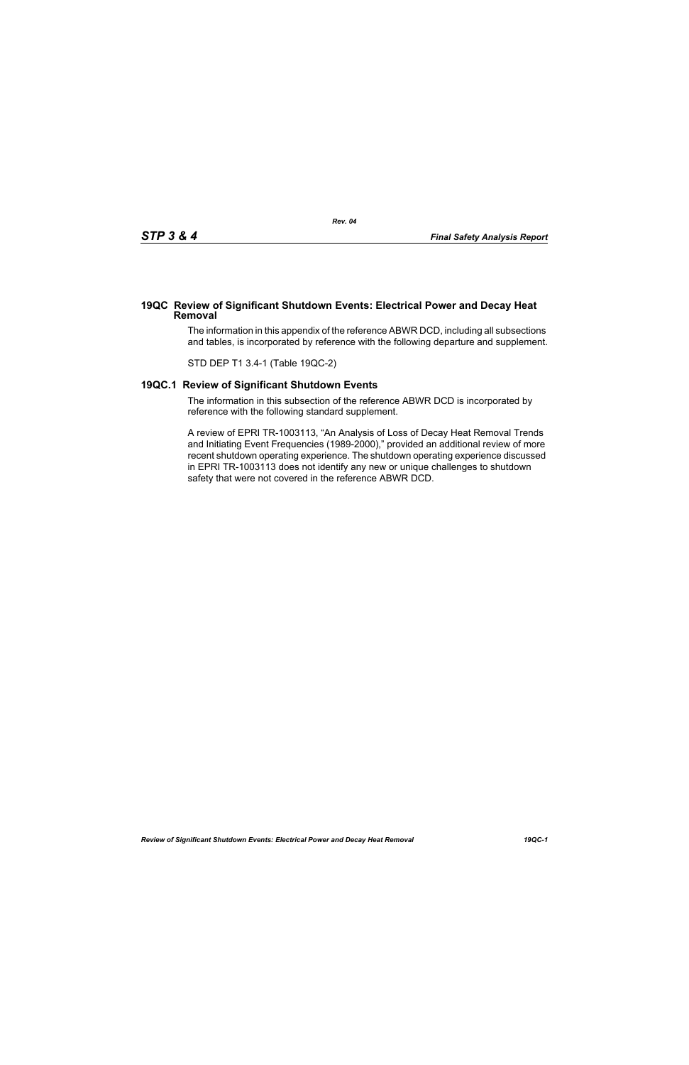## 19QC Review of Significant Shutdown Events: Electrical Power and Decay Heat Removal

The information in this appendix of the reference ABWR DCD, including all subsections and tables, is incorporated by reference with the following departure and supplement.

STD DEP T1 3.4-1 (Table 19QC-2)

### 19QC.1 Review of Significant Shutdown Events

The information in this subsection of the reference ABWR DCD is incorporated by reference with the following standard supplement.

A review of EPRI TR-1003113, "An Analysis of Loss of Decay Heat Removal Trends and Initiating Event Frequencies (1989-2000)," provided an additional review of more recent shutdown operating experience. The shutdown operating experience discussed in EPRI TR-1003113 does not identify any new or unique challenges to shutdown safety that were not covered in the reference ABWR DCD.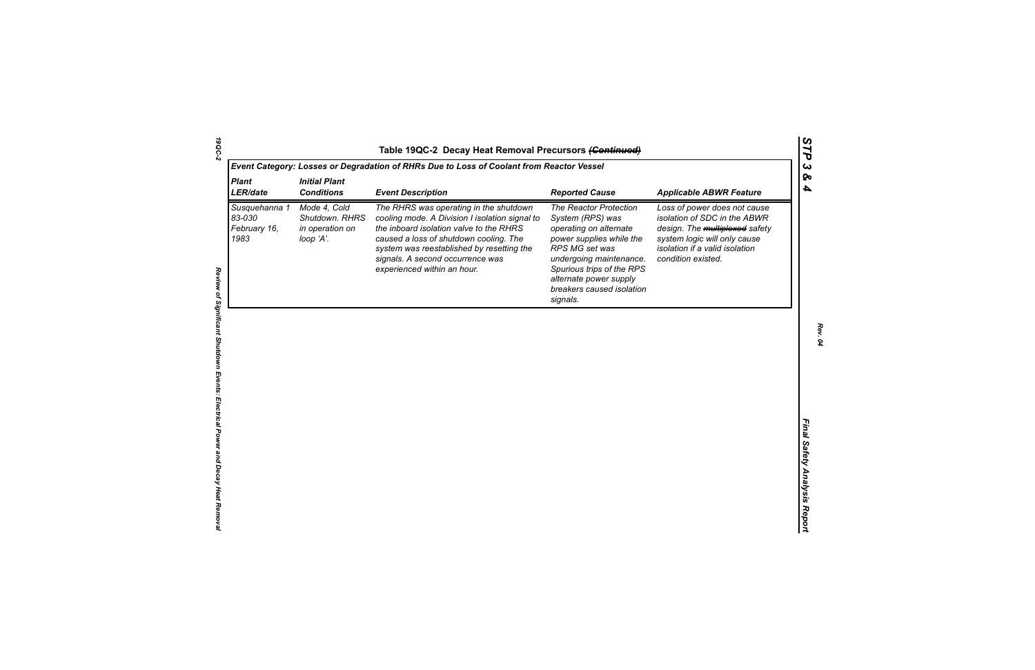## Table 19QC-2 Decay Heat Removal Precursors ~~(Continued)~~

| Event Category: Losses or Degradation of RHRs Due to Loss of Coolant from Reactor Vessel | | | | |
|---|---|---|---|---|
| *Plant LER/date* | *Initial Plant Conditions* | *Event Description* | *Reported Cause* | *Applicable ABWR Feature* |
| *Susquehanna 1 83-030 February 16, 1983* | *Mode 4, Cold Shutdown. RHRS in operation on loop 'A'.* | *The RHRS was operating in the shutdown cooling mode. A Division I isolation signal to the inboard isolation valve to the RHRS caused a loss of shutdown cooling. The system was reestablished by resetting the signals. A second occurrence was experienced within an hour.* | *The Reactor Protection System (RPS) was operating on alternate power supplies while the RPS MG set was undergoing maintenance. Spurious trips of the RPS alternate power supply breakers caused isolation signals.* | *Loss of power does not cause isolation of SDC in the ABWR design. The ~~multiplexed~~ safety system logic will only cause isolation if a valid isolation condition existed.* |